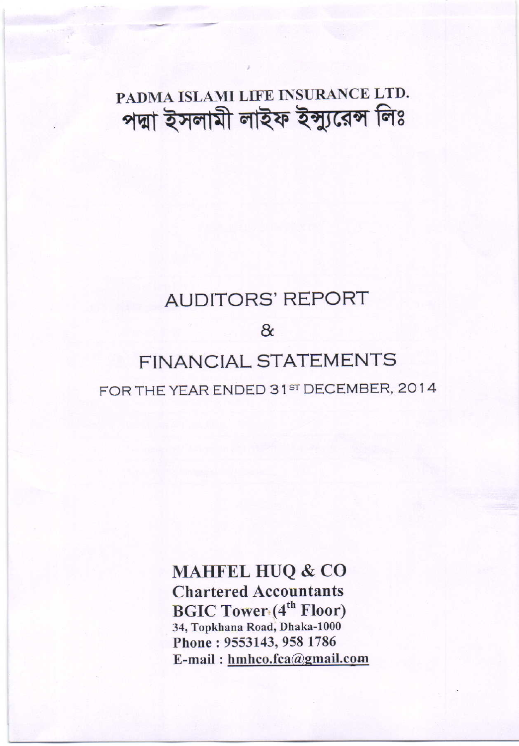# PADMA ISLAMI LIFE INSURANCE LTD.
# পদ্মা ইসলামী লাইফ ইন্স্যুরেন্স লিঃ

## AUDITORS' REPORT

## &

## FINANCIAL STATEMENTS

FOR THE YEAR ENDED 31ST DECEMBER, 2014

**MAHFEL HUQ & CO**
**Chartered Accountants**
**BGIC Tower (4th Floor)**
34, Topkhana Road, Dhaka-1000
Phone : 9553143, 958 1786
E-mail : hmhco.fca@gmail.com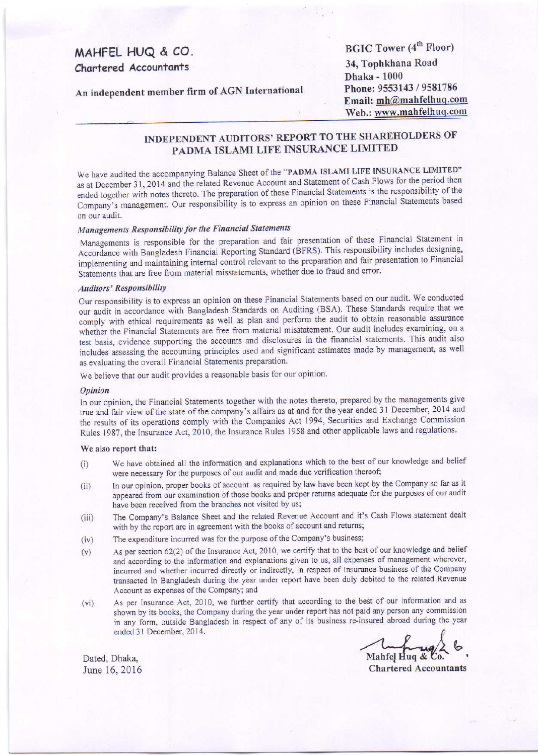MAHFEL HUQ & CO.
Chartered Accountants

An independent member firm of AGN International

BGIC Tower (4th Floor)
34, Tophkhana Road
Dhaka - 1000
Phone: 9553143 / 9581786
Email: mh@mahfelhuq.com
Web.: www.mahfelhuq.com

## INDEPENDENT AUDITORS' REPORT TO THE SHAREHOLDERS OF PADMA ISLAMI LIFE INSURANCE LIMITED

We have audited the accompanying Balance Sheet of the "**PADMA ISLAMI LIFE INSURANCE LIMITED**" as at December 31, 2014 and the related Revenue Account and Statement of Cash Flows for the period then ended together with notes thereto. The preparation of these Financial Statements is the responsibility of the Company's management. Our responsibility is to express an opinion on these Financial Statements based on our audit.

### *Managements Responsibility for the Financial Statements*

Managements is responsible for the preparation and fair presentation of these Financial Statement in Accordance with Bangladesh Financial Reporting Standard (BFRS). This responsibility includes designing, implementing and maintaining internal control relevant to the preparation and fair presentation to Financial Statements that are free from material misstatements, whether due to fraud and error.

### *Auditors' Responsibility*

Our responsibility is to express an opinion on these Financial Statements based on our audit. We conducted our audit in accordance with Bangladesh Standards on Auditing (BSA). These Standards require that we comply with ethical requirements as well as plan and perform the audit to obtain reasonable assurance whether the Financial Statements are free from material misstatement. Our audit includes examining, on a test basis, evidence supporting the accounts and disclosures in the financial statements. This audit also includes assessing the accounting principles used and significant estimates made by management, as well as evaluating the overall Financial Statements preparation.

We believe that our audit provides a reasonable basis for our opinion.

### *Opinion*

In our opinion, the Financial Statements together with the notes thereto, prepared by the managements give true and fair view of the state of the company's affairs as at and for the year ended 31 December, 2014 and the results of its operations comply with the Companies Act 1994, Securities and Exchange Commission Rules 1987, the Insurance Act, 2010, the Insurance Rules 1958 and other applicable laws and regulations.

**We also report that:**

(i) We have obtained all the information and explanations which to the best of our knowledge and belief were necessary for the purposes of our audit and made due verification thereof;

(ii) In our opinion, proper books of account as required by law have been kept by the Company so far as it appeared from our examination of those books and proper returns adequate for the purposes of our audit have been received from the branches not visited by us;

(iii) The Company's Balance Sheet and the related Revenue Account and it's Cash Flows statement dealt with by the report are in agreement with the books of account and returns;

(iv) The expenditure incurred was for the purpose of the Company's business;

(v) As per section 62(2) of the Insurance Act, 2010, we certify that to the best of our knowledge and belief and according to the information and explanations given to us, all expenses of management wherever, incurred and whether incurred directly or indirectly, in respect of Insurance business of the Company transacted in Bangladesh during the year under report have been duly debited to the related Revenue Account as expenses of the Company; and

(vi) As per Insurance Act, 2010, we further certify that according to the best of our information and as shown by its books, the Company during the year under report has not paid any person any commission in any form, outside Bangladesh in respect of any of its business re-insured abroad during the year ended 31 December, 2014.

Dated, Dhaka,
June 16, 2016

Mahfel Huq & Co.
**Chartered Accountants**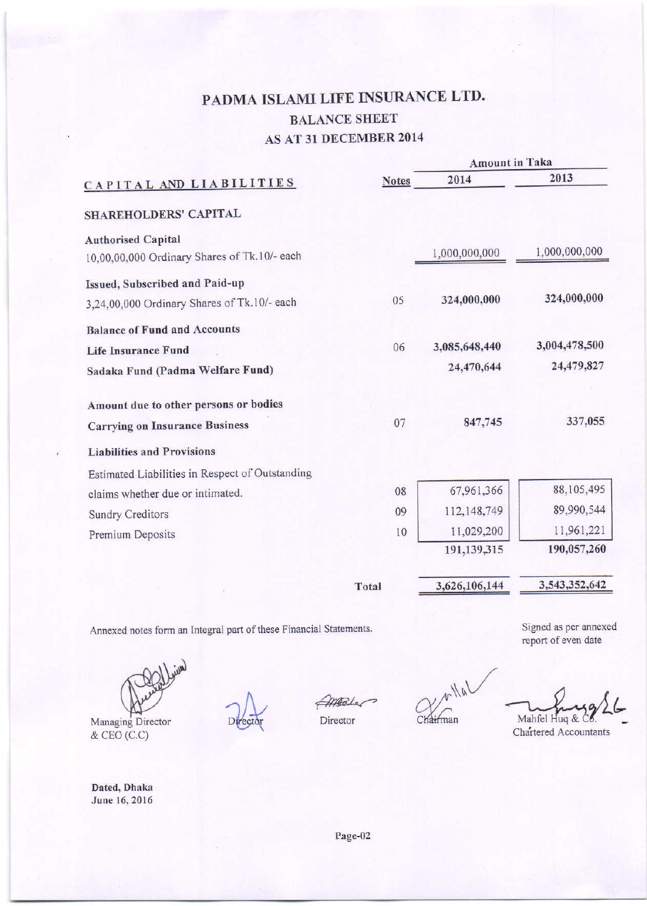# PADMA ISLAMI LIFE INSURANCE LTD.

## BALANCE SHEET

## AS AT 31 DECEMBER 2014

| CAPITAL AND LIABILITIES | Notes | Amount in Taka 2014 | Amount in Taka 2013 |
|---|---|---|---|
| **SHAREHOLDERS' CAPITAL** | | | |
| **Authorised Capital** | | | |
| 10,00,00,000 Ordinary Shares of Tk.10/- each | | 1,000,000,000 | 1,000,000,000 |
| **Issued, Subscribed and Paid-up** | | | |
| 3,24,00,000 Ordinary Shares of Tk.10/- each | 05 | **324,000,000** | **324,000,000** |
| **Balance of Fund and Accounts** | | | |
| **Life Insurance Fund** | 06 | **3,085,648,440** | **3,004,478,500** |
| **Sadaka Fund (Padma Welfare Fund)** | | **24,470,644** | **24,479,827** |
| **Amount due to other persons or bodies** | | | |
| **Carrying on Insurance Business** | 07 | **847,745** | **337,055** |
| **Liabilities and Provisions** | | | |
| Estimated Liabilities in Respect of Outstanding claims whether due or intimated. | 08 | 67,961,366 | 88,105,495 |
| Sundry Creditors | 09 | 112,148,749 | 89,990,544 |
| Premium Deposits | 10 | 11,029,200 | 11,961,221 |
| | | **191,139,315** | **190,057,260** |
| **Total** | | **3,626,106,144** | **3,543,352,642** |

Annexed notes form an Integral part of these Financial Statements.

Signed as per annexed report of even date

Managing Director & CEO (C.C) | Director | Director | Chairman | Mahfel Huq & Co. Chartered Accountants

**Dated, Dhaka**
**June 16, 2016**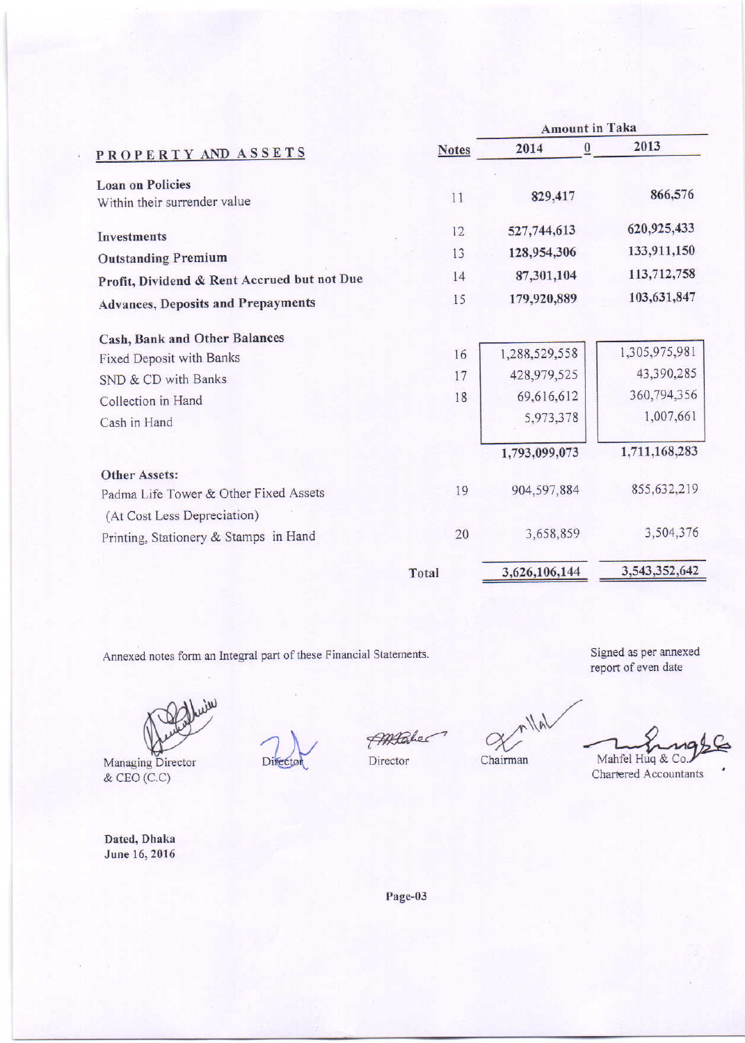| PROPERTY AND ASSETS | Notes | Amount in Taka 2014 | 2013 |
|---|---|---|---|
| **Loan on Policies** | | | |
| Within their surrender value | 11 | **829,417** | **866,576** |
| **Investments** | 12 | **527,744,613** | **620,925,433** |
| **Outstanding Premium** | 13 | **128,954,306** | **133,911,150** |
| **Profit, Dividend & Rent Accrued but not Due** | 14 | **87,301,104** | **113,712,758** |
| **Advances, Deposits and Prepayments** | 15 | **179,920,889** | **103,631,847** |
| **Cash, Bank and Other Balances** | | | |
| Fixed Deposit with Banks | 16 | 1,288,529,558 | 1,305,975,981 |
| SND & CD with Banks | 17 | 428,979,525 | 43,390,285 |
| Collection in Hand | 18 | 69,616,612 | 360,794,356 |
| Cash in Hand | | 5,973,378 | 1,007,661 |
| | | **1,793,099,073** | **1,711,168,283** |
| **Other Assets:** | | | |
| Padma Life Tower & Other Fixed Assets (At Cost Less Depreciation) | 19 | 904,597,884 | 855,632,219 |
| Printing, Stationery & Stamps in Hand | 20 | 3,658,859 | 3,504,376 |
| **Total** | | **3,626,106,144** | **3,543,352,642** |

Annexed notes form an Integral part of these Financial Statements.

Signed as per annexed report of even date

Managing Director & CEO (C.C) | Director | Director | Chairman | Mahfel Huq & Co. Chartered Accountants

**Dated, Dhaka**
**June 16, 2016**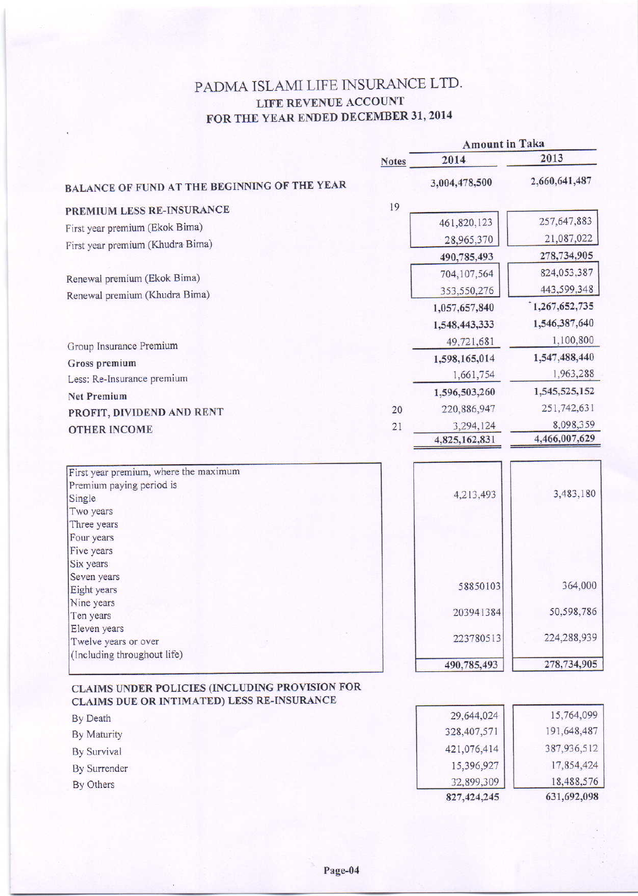# PADMA ISLAMI LIFE INSURANCE LTD.

## LIFE REVENUE ACCOUNT

## FOR THE YEAR ENDED DECEMBER 31, 2014

| | Notes | Amount in Taka 2014 | 2013 |
|---|---|---|---|
| **BALANCE OF FUND AT THE BEGINNING OF THE YEAR** | | 3,004,478,500 | 2,660,641,487 |
| **PREMIUM LESS RE-INSURANCE** | 19 | | |
| First year premium (Ekok Bima) | | 461,820,123 | 257,647,883 |
| First year premium (Khudra Bima) | | 28,965,370 | 21,087,022 |
| | | 490,785,493 | 278,734,905 |
| Renewal premium (Ekok Bima) | | 704,107,564 | 824,053,387 |
| Renewal premium (Khudra Bima) | | 353,550,276 | 443,599,348 |
| | | 1,057,657,840 | 1,267,652,735 |
| | | 1,548,443,333 | 1,546,387,640 |
| Group Insurance Premium | | 49,721,681 | 1,100,800 |
| **Gross premium** | | 1,598,165,014 | 1,547,488,440 |
| Less: Re-Insurance premium | | 1,661,754 | 1,963,288 |
| **Net Premium** | | 1,596,503,260 | 1,545,525,152 |
| **PROFIT, DIVIDEND AND RENT** | 20 | 220,886,947 | 251,742,631 |
| **OTHER INCOME** | 21 | 3,294,124 | 8,098,359 |
| | | 4,825,162,831 | 4,466,007,629 |

| First year premium, where the maximum Premium paying period is | | 2014 | 2013 |
|---|---|---|---|
| Single | | 4,213,493 | 3,483,180 |
| Two years | | | |
| Three years | | | |
| Four years | | | |
| Five years | | | |
| Six years | | | |
| Seven years | | | |
| Eight years | | 58850103 | 364,000 |
| Nine years | | | |
| Ten years | | 203941384 | 50,598,786 |
| Eleven years | | | |
| Twelve years or over (Including throughout life) | | 223780513 | 224,288,939 |
| | | 490,785,493 | 278,734,905 |

**CLAIMS UNDER POLICIES (INCLUDING PROVISION FOR CLAIMS DUE OR INTIMATED) LESS RE-INSURANCE**

| | | 2014 | 2013 |
|---|---|---|---|
| By Death | | 29,644,024 | 15,764,099 |
| By Maturity | | 328,407,571 | 191,648,487 |
| By Survival | | 421,076,414 | 387,936,512 |
| By Surrender | | 15,396,927 | 17,854,424 |
| By Others | | 32,899,309 | 18,488,576 |
| | | 827,424,245 | 631,692,098 |